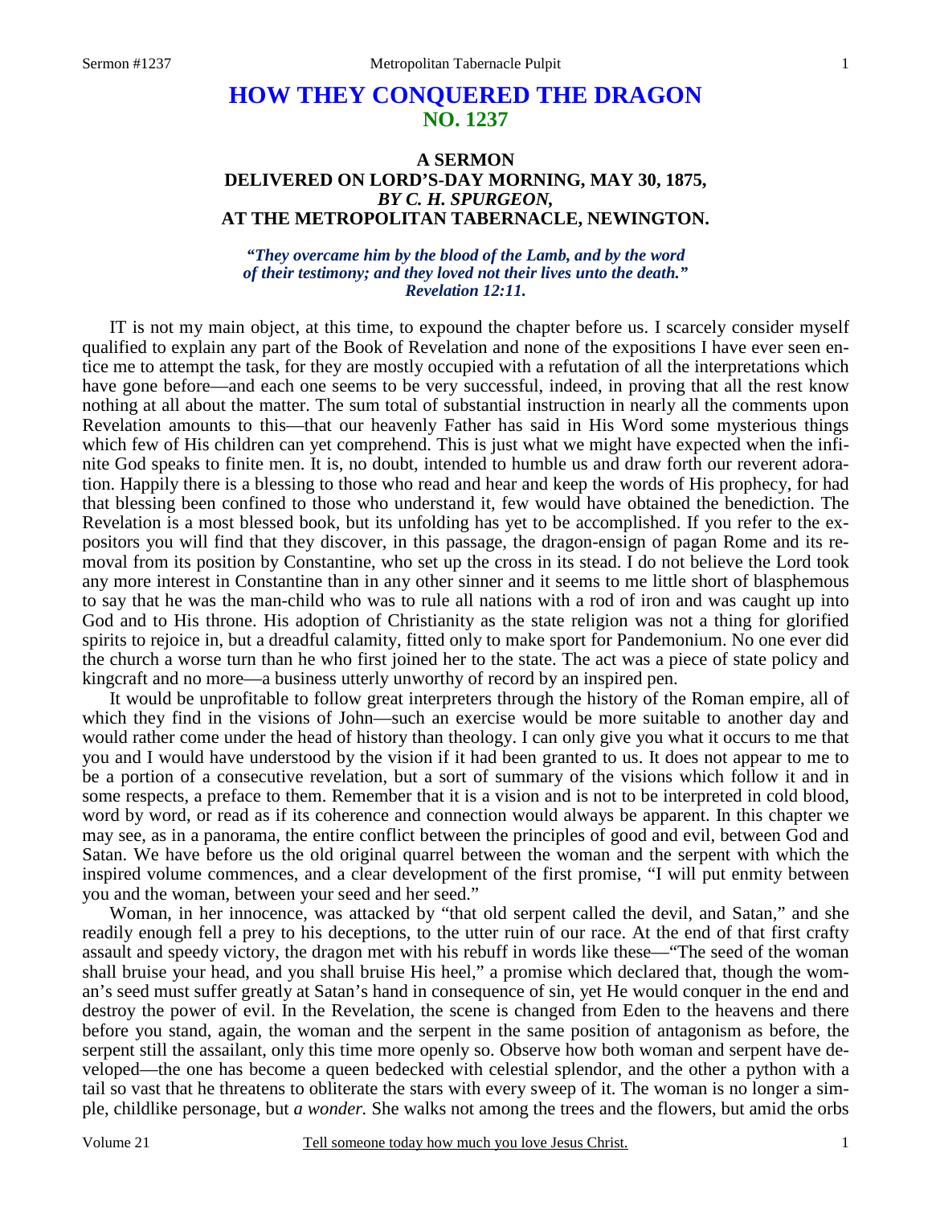# HOW THEY CONQUERED THE DRAGON
## NO. 1237

### A SERMON
### DELIVERED ON LORD'S-DAY MORNING, MAY 30, 1875,
### *BY C. H. SPURGEON,*
### AT THE METROPOLITAN TABERNACLE, NEWINGTON.

*"They overcame him by the blood of the Lamb, and by the word of their testimony; and they loved not their lives unto the death." Revelation 12:11.*

IT is not my main object, at this time, to expound the chapter before us. I scarcely consider myself qualified to explain any part of the Book of Revelation and none of the expositions I have ever seen entice me to attempt the task, for they are mostly occupied with a refutation of all the interpretations which have gone before—and each one seems to be very successful, indeed, in proving that all the rest know nothing at all about the matter. The sum total of substantial instruction in nearly all the comments upon Revelation amounts to this—that our heavenly Father has said in His Word some mysterious things which few of His children can yet comprehend. This is just what we might have expected when the infinite God speaks to finite men. It is, no doubt, intended to humble us and draw forth our reverent adoration. Happily there is a blessing to those who read and hear and keep the words of His prophecy, for had that blessing been confined to those who understand it, few would have obtained the benediction. The Revelation is a most blessed book, but its unfolding has yet to be accomplished. If you refer to the expositors you will find that they discover, in this passage, the dragon-ensign of pagan Rome and its removal from its position by Constantine, who set up the cross in its stead. I do not believe the Lord took any more interest in Constantine than in any other sinner and it seems to me little short of blasphemous to say that he was the man-child who was to rule all nations with a rod of iron and was caught up into God and to His throne. His adoption of Christianity as the state religion was not a thing for glorified spirits to rejoice in, but a dreadful calamity, fitted only to make sport for Pandemonium. No one ever did the church a worse turn than he who first joined her to the state. The act was a piece of state policy and kingcraft and no more—a business utterly unworthy of record by an inspired pen.

It would be unprofitable to follow great interpreters through the history of the Roman empire, all of which they find in the visions of John—such an exercise would be more suitable to another day and would rather come under the head of history than theology. I can only give you what it occurs to me that you and I would have understood by the vision if it had been granted to us. It does not appear to me to be a portion of a consecutive revelation, but a sort of summary of the visions which follow it and in some respects, a preface to them. Remember that it is a vision and is not to be interpreted in cold blood, word by word, or read as if its coherence and connection would always be apparent. In this chapter we may see, as in a panorama, the entire conflict between the principles of good and evil, between God and Satan. We have before us the old original quarrel between the woman and the serpent with which the inspired volume commences, and a clear development of the first promise, "I will put enmity between you and the woman, between your seed and her seed."

Woman, in her innocence, was attacked by "that old serpent called the devil, and Satan," and she readily enough fell a prey to his deceptions, to the utter ruin of our race. At the end of that first crafty assault and speedy victory, the dragon met with his rebuff in words like these—"The seed of the woman shall bruise your head, and you shall bruise His heel," a promise which declared that, though the woman's seed must suffer greatly at Satan's hand in consequence of sin, yet He would conquer in the end and destroy the power of evil. In the Revelation, the scene is changed from Eden to the heavens and there before you stand, again, the woman and the serpent in the same position of antagonism as before, the serpent still the assailant, only this time more openly so. Observe how both woman and serpent have developed—the one has become a queen bedecked with celestial splendor, and the other a python with a tail so vast that he threatens to obliterate the stars with every sweep of it. The woman is no longer a simple, childlike personage, but *a wonder.* She walks not among the trees and the flowers, but amid the orbs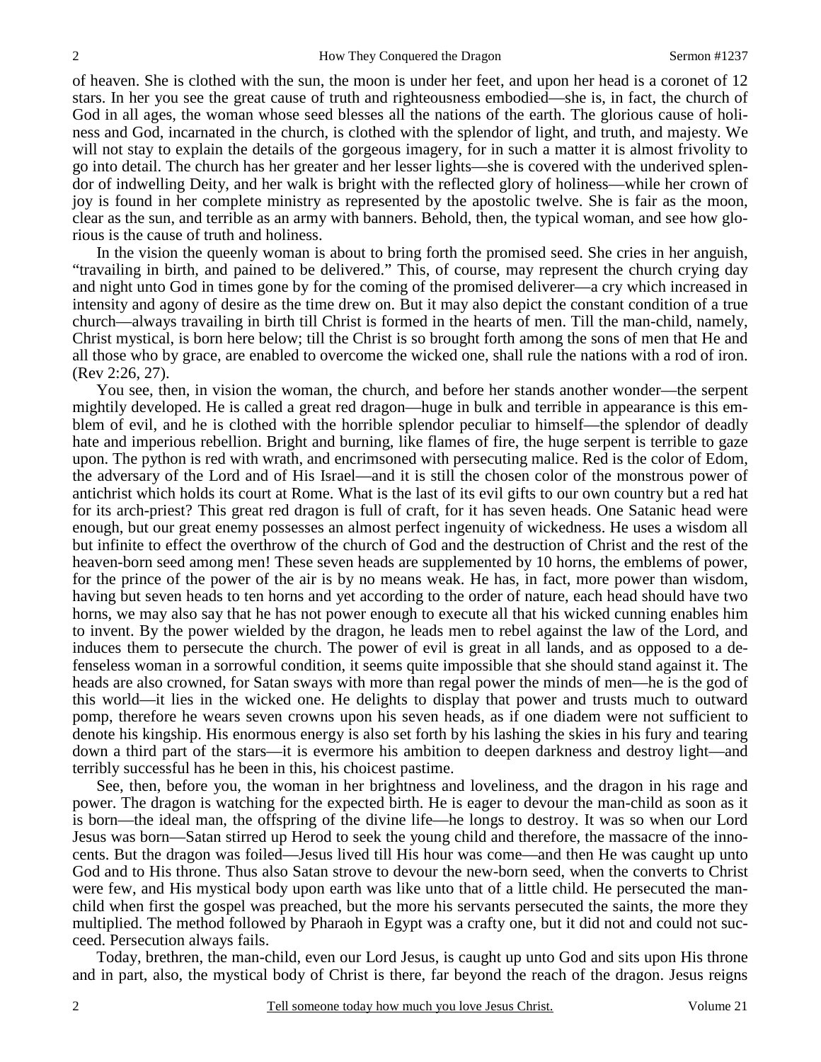of heaven. She is clothed with the sun, the moon is under her feet, and upon her head is a coronet of 12 stars. In her you see the great cause of truth and righteousness embodied—she is, in fact, the church of God in all ages, the woman whose seed blesses all the nations of the earth. The glorious cause of holiness and God, incarnated in the church, is clothed with the splendor of light, and truth, and majesty. We will not stay to explain the details of the gorgeous imagery, for in such a matter it is almost frivolity to go into detail. The church has her greater and her lesser lights—she is covered with the underived splendor of indwelling Deity, and her walk is bright with the reflected glory of holiness—while her crown of joy is found in her complete ministry as represented by the apostolic twelve. She is fair as the moon, clear as the sun, and terrible as an army with banners. Behold, then, the typical woman, and see how glorious is the cause of truth and holiness.

In the vision the queenly woman is about to bring forth the promised seed. She cries in her anguish, "travailing in birth, and pained to be delivered." This, of course, may represent the church crying day and night unto God in times gone by for the coming of the promised deliverer—a cry which increased in intensity and agony of desire as the time drew on. But it may also depict the constant condition of a true church—always travailing in birth till Christ is formed in the hearts of men. Till the man-child, namely, Christ mystical, is born here below; till the Christ is so brought forth among the sons of men that He and all those who by grace, are enabled to overcome the wicked one, shall rule the nations with a rod of iron. (Rev 2:26, 27).

You see, then, in vision the woman, the church, and before her stands another wonder—the serpent mightily developed. He is called a great red dragon—huge in bulk and terrible in appearance is this emblem of evil, and he is clothed with the horrible splendor peculiar to himself—the splendor of deadly hate and imperious rebellion. Bright and burning, like flames of fire, the huge serpent is terrible to gaze upon. The python is red with wrath, and encrimsoned with persecuting malice. Red is the color of Edom, the adversary of the Lord and of His Israel—and it is still the chosen color of the monstrous power of antichrist which holds its court at Rome. What is the last of its evil gifts to our own country but a red hat for its arch-priest? This great red dragon is full of craft, for it has seven heads. One Satanic head were enough, but our great enemy possesses an almost perfect ingenuity of wickedness. He uses a wisdom all but infinite to effect the overthrow of the church of God and the destruction of Christ and the rest of the heaven-born seed among men! These seven heads are supplemented by 10 horns, the emblems of power, for the prince of the power of the air is by no means weak. He has, in fact, more power than wisdom, having but seven heads to ten horns and yet according to the order of nature, each head should have two horns, we may also say that he has not power enough to execute all that his wicked cunning enables him to invent. By the power wielded by the dragon, he leads men to rebel against the law of the Lord, and induces them to persecute the church. The power of evil is great in all lands, and as opposed to a defenseless woman in a sorrowful condition, it seems quite impossible that she should stand against it. The heads are also crowned, for Satan sways with more than regal power the minds of men—he is the god of this world—it lies in the wicked one. He delights to display that power and trusts much to outward pomp, therefore he wears seven crowns upon his seven heads, as if one diadem were not sufficient to denote his kingship. His enormous energy is also set forth by his lashing the skies in his fury and tearing down a third part of the stars—it is evermore his ambition to deepen darkness and destroy light—and terribly successful has he been in this, his choicest pastime.

See, then, before you, the woman in her brightness and loveliness, and the dragon in his rage and power. The dragon is watching for the expected birth. He is eager to devour the man-child as soon as it is born—the ideal man, the offspring of the divine life—he longs to destroy. It was so when our Lord Jesus was born—Satan stirred up Herod to seek the young child and therefore, the massacre of the innocents. But the dragon was foiled—Jesus lived till His hour was come—and then He was caught up unto God and to His throne. Thus also Satan strove to devour the new-born seed, when the converts to Christ were few, and His mystical body upon earth was like unto that of a little child. He persecuted the man-child when first the gospel was preached, but the more his servants persecuted the saints, the more they multiplied. The method followed by Pharaoh in Egypt was a crafty one, but it did not and could not succeed. Persecution always fails.

Today, brethren, the man-child, even our Lord Jesus, is caught up unto God and sits upon His throne and in part, also, the mystical body of Christ is there, far beyond the reach of the dragon. Jesus reigns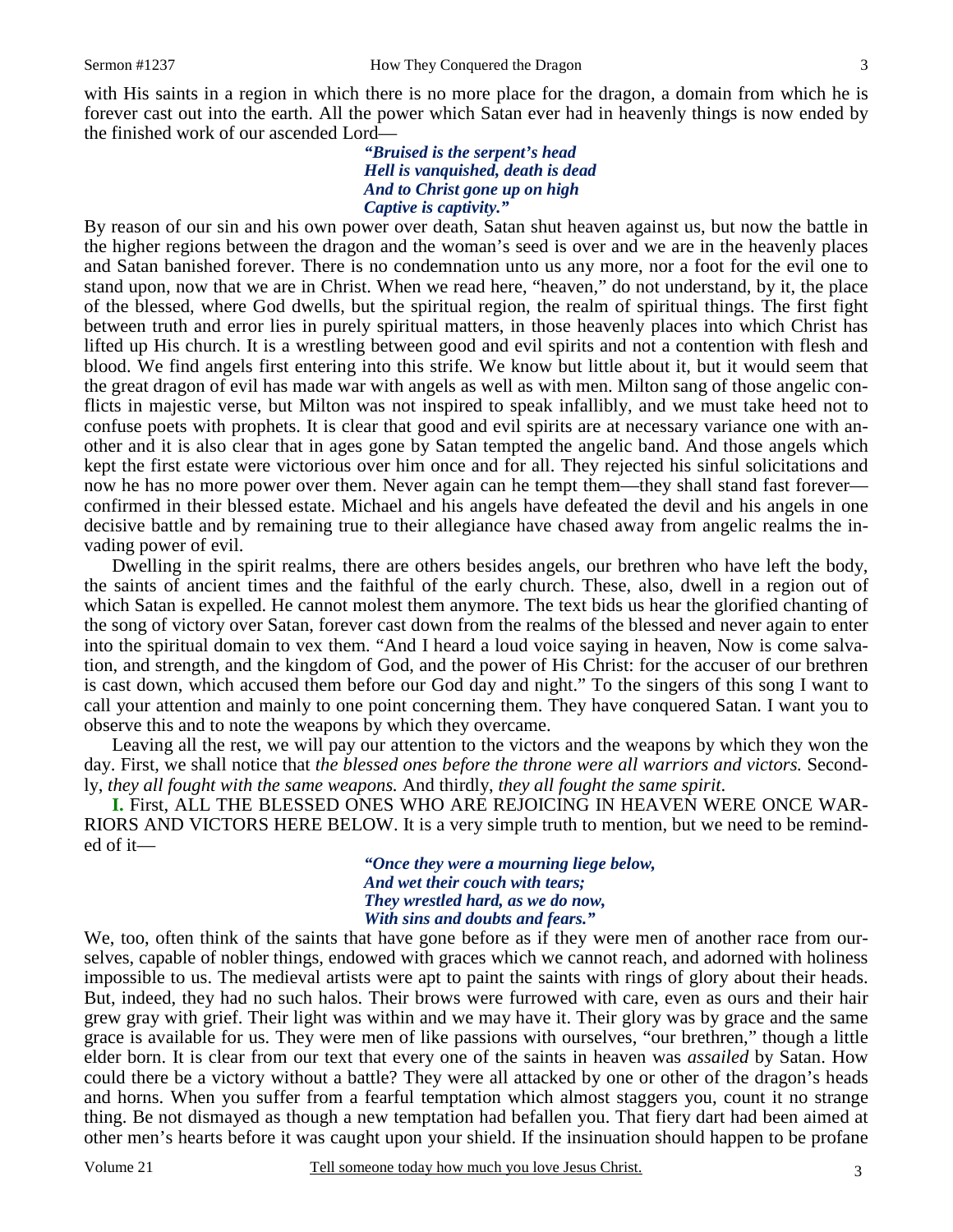with His saints in a region in which there is no more place for the dragon, a domain from which he is forever cast out into the earth. All the power which Satan ever had in heavenly things is now ended by the finished work of our ascended Lord—

> ***"Bruised is the serpent's head***
> ***Hell is vanquished, death is dead***
> ***And to Christ gone up on high***
> ***Captive is captivity."***

By reason of our sin and his own power over death, Satan shut heaven against us, but now the battle in the higher regions between the dragon and the woman's seed is over and we are in the heavenly places and Satan banished forever. There is no condemnation unto us any more, nor a foot for the evil one to stand upon, now that we are in Christ. When we read here, "heaven," do not understand, by it, the place of the blessed, where God dwells, but the spiritual region, the realm of spiritual things. The first fight between truth and error lies in purely spiritual matters, in those heavenly places into which Christ has lifted up His church. It is a wrestling between good and evil spirits and not a contention with flesh and blood. We find angels first entering into this strife. We know but little about it, but it would seem that the great dragon of evil has made war with angels as well as with men. Milton sang of those angelic conflicts in majestic verse, but Milton was not inspired to speak infallibly, and we must take heed not to confuse poets with prophets. It is clear that good and evil spirits are at necessary variance one with another and it is also clear that in ages gone by Satan tempted the angelic band. And those angels which kept the first estate were victorious over him once and for all. They rejected his sinful solicitations and now he has no more power over them. Never again can he tempt them—they shall stand fast forever—confirmed in their blessed estate. Michael and his angels have defeated the devil and his angels in one decisive battle and by remaining true to their allegiance have chased away from angelic realms the invading power of evil.

Dwelling in the spirit realms, there are others besides angels, our brethren who have left the body, the saints of ancient times and the faithful of the early church. These, also, dwell in a region out of which Satan is expelled. He cannot molest them anymore. The text bids us hear the glorified chanting of the song of victory over Satan, forever cast down from the realms of the blessed and never again to enter into the spiritual domain to vex them. "And I heard a loud voice saying in heaven, Now is come salvation, and strength, and the kingdom of God, and the power of His Christ: for the accuser of our brethren is cast down, which accused them before our God day and night." To the singers of this song I want to call your attention and mainly to one point concerning them. They have conquered Satan. I want you to observe this and to note the weapons by which they overcame.

Leaving all the rest, we will pay our attention to the victors and the weapons by which they won the day. First, we shall notice that *the blessed ones before the throne were all warriors and victors.* Secondly, *they all fought with the same weapons.* And thirdly, *they all fought the same spirit*.

**I.** First, ALL THE BLESSED ONES WHO ARE REJOICING IN HEAVEN WERE ONCE WARRIORS AND VICTORS HERE BELOW. It is a very simple truth to mention, but we need to be reminded of it—

> ***"Once they were a mourning liege below,***
> ***And wet their couch with tears;***
> ***They wrestled hard, as we do now,***
> ***With sins and doubts and fears."***

We, too, often think of the saints that have gone before as if they were men of another race from ourselves, capable of nobler things, endowed with graces which we cannot reach, and adorned with holiness impossible to us. The medieval artists were apt to paint the saints with rings of glory about their heads. But, indeed, they had no such halos. Their brows were furrowed with care, even as ours and their hair grew gray with grief. Their light was within and we may have it. Their glory was by grace and the same grace is available for us. They were men of like passions with ourselves, "our brethren," though a little elder born. It is clear from our text that every one of the saints in heaven was *assailed* by Satan. How could there be a victory without a battle? They were all attacked by one or other of the dragon's heads and horns. When you suffer from a fearful temptation which almost staggers you, count it no strange thing. Be not dismayed as though a new temptation had befallen you. That fiery dart had been aimed at other men's hearts before it was caught upon your shield. If the insinuation should happen to be profane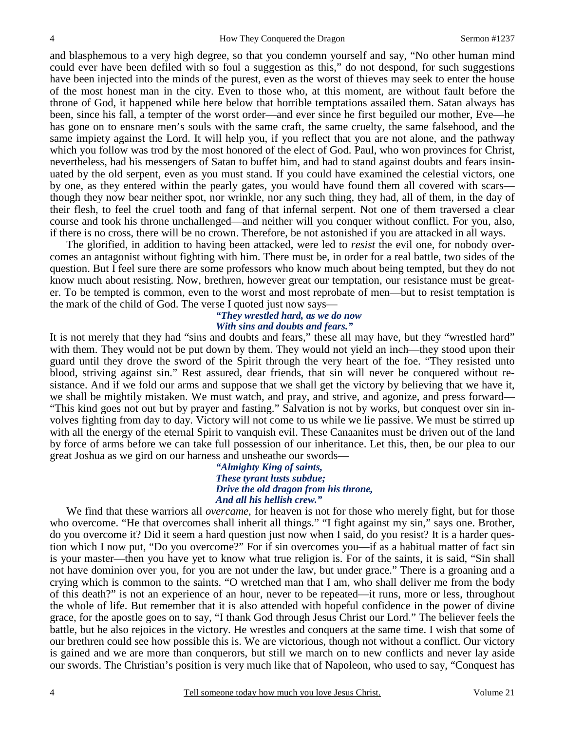and blasphemous to a very high degree, so that you condemn yourself and say, "No other human mind could ever have been defiled with so foul a suggestion as this," do not despond, for such suggestions have been injected into the minds of the purest, even as the worst of thieves may seek to enter the house of the most honest man in the city. Even to those who, at this moment, are without fault before the throne of God, it happened while here below that horrible temptations assailed them. Satan always has been, since his fall, a tempter of the worst order—and ever since he first beguiled our mother, Eve—he has gone on to ensnare men's souls with the same craft, the same cruelty, the same falsehood, and the same impiety against the Lord. It will help you, if you reflect that you are not alone, and the pathway which you follow was trod by the most honored of the elect of God. Paul, who won provinces for Christ, nevertheless, had his messengers of Satan to buffet him, and had to stand against doubts and fears insinuated by the old serpent, even as you must stand. If you could have examined the celestial victors, one by one, as they entered within the pearly gates, you would have found them all covered with scars—though they now bear neither spot, nor wrinkle, nor any such thing, they had, all of them, in the day of their flesh, to feel the cruel tooth and fang of that infernal serpent. Not one of them traversed a clear course and took his throne unchallenged—and neither will you conquer without conflict. For you, also, if there is no cross, there will be no crown. Therefore, be not astonished if you are attacked in all ways.

The glorified, in addition to having been attacked, were led to *resist* the evil one, for nobody overcomes an antagonist without fighting with him. There must be, in order for a real battle, two sides of the question. But I feel sure there are some professors who know much about being tempted, but they do not know much about resisting. Now, brethren, however great our temptation, our resistance must be greater. To be tempted is common, even to the worst and most reprobate of men—but to resist temptation is the mark of the child of God. The verse I quoted just now says—

> ***"They wrestled hard, as we do now***
> ***With sins and doubts and fears."***

It is not merely that they had "sins and doubts and fears," these all may have, but they "wrestled hard" with them. They would not be put down by them. They would not yield an inch—they stood upon their guard until they drove the sword of the Spirit through the very heart of the foe. "They resisted unto blood, striving against sin." Rest assured, dear friends, that sin will never be conquered without resistance. And if we fold our arms and suppose that we shall get the victory by believing that we have it, we shall be mightily mistaken. We must watch, and pray, and strive, and agonize, and press forward—"This kind goes not out but by prayer and fasting." Salvation is not by works, but conquest over sin involves fighting from day to day. Victory will not come to us while we lie passive. We must be stirred up with all the energy of the eternal Spirit to vanquish evil. These Canaanites must be driven out of the land by force of arms before we can take full possession of our inheritance. Let this, then, be our plea to our great Joshua as we gird on our harness and unsheathe our swords—

> ***"Almighty King of saints,***
> ***These tyrant lusts subdue;***
> ***Drive the old dragon from his throne,***
> ***And all his hellish crew."***

We find that these warriors all *overcame*, for heaven is not for those who merely fight, but for those who overcome. "He that overcomes shall inherit all things." "I fight against my sin," says one. Brother, do you overcome it? Did it seem a hard question just now when I said, do you resist? It is a harder question which I now put, "Do you overcome?" For if sin overcomes you—if as a habitual matter of fact sin is your master—then you have yet to know what true religion is. For of the saints, it is said, "Sin shall not have dominion over you, for you are not under the law, but under grace." There is a groaning and a crying which is common to the saints. "O wretched man that I am, who shall deliver me from the body of this death?" is not an experience of an hour, never to be repeated—it runs, more or less, throughout the whole of life. But remember that it is also attended with hopeful confidence in the power of divine grace, for the apostle goes on to say, "I thank God through Jesus Christ our Lord." The believer feels the battle, but he also rejoices in the victory. He wrestles and conquers at the same time. I wish that some of our brethren could see how possible this is. We are victorious, though not without a conflict. Our victory is gained and we are more than conquerors, but still we march on to new conflicts and never lay aside our swords. The Christian's position is very much like that of Napoleon, who used to say, "Conquest has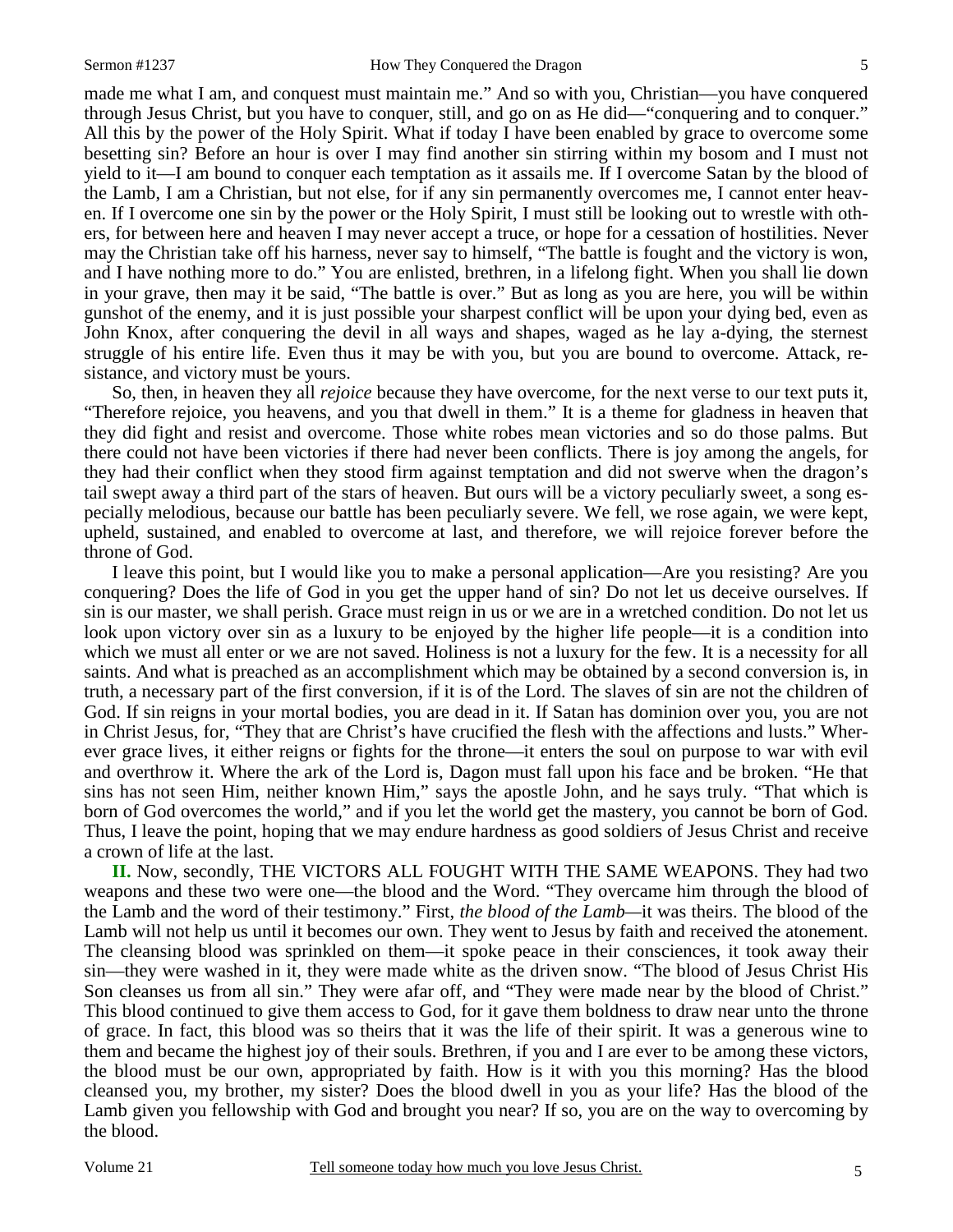made me what I am, and conquest must maintain me." And so with you, Christian—you have conquered through Jesus Christ, but you have to conquer, still, and go on as He did—"conquering and to conquer." All this by the power of the Holy Spirit. What if today I have been enabled by grace to overcome some besetting sin? Before an hour is over I may find another sin stirring within my bosom and I must not yield to it—I am bound to conquer each temptation as it assails me. If I overcome Satan by the blood of the Lamb, I am a Christian, but not else, for if any sin permanently overcomes me, I cannot enter heaven. If I overcome one sin by the power or the Holy Spirit, I must still be looking out to wrestle with others, for between here and heaven I may never accept a truce, or hope for a cessation of hostilities. Never may the Christian take off his harness, never say to himself, "The battle is fought and the victory is won, and I have nothing more to do." You are enlisted, brethren, in a lifelong fight. When you shall lie down in your grave, then may it be said, "The battle is over." But as long as you are here, you will be within gunshot of the enemy, and it is just possible your sharpest conflict will be upon your dying bed, even as John Knox, after conquering the devil in all ways and shapes, waged as he lay a-dying, the sternest struggle of his entire life. Even thus it may be with you, but you are bound to overcome. Attack, resistance, and victory must be yours.

So, then, in heaven they all *rejoice* because they have overcome, for the next verse to our text puts it, "Therefore rejoice, you heavens, and you that dwell in them." It is a theme for gladness in heaven that they did fight and resist and overcome. Those white robes mean victories and so do those palms. But there could not have been victories if there had never been conflicts. There is joy among the angels, for they had their conflict when they stood firm against temptation and did not swerve when the dragon's tail swept away a third part of the stars of heaven. But ours will be a victory peculiarly sweet, a song especially melodious, because our battle has been peculiarly severe. We fell, we rose again, we were kept, upheld, sustained, and enabled to overcome at last, and therefore, we will rejoice forever before the throne of God.

I leave this point, but I would like you to make a personal application—Are you resisting? Are you conquering? Does the life of God in you get the upper hand of sin? Do not let us deceive ourselves. If sin is our master, we shall perish. Grace must reign in us or we are in a wretched condition. Do not let us look upon victory over sin as a luxury to be enjoyed by the higher life people—it is a condition into which we must all enter or we are not saved. Holiness is not a luxury for the few. It is a necessity for all saints. And what is preached as an accomplishment which may be obtained by a second conversion is, in truth, a necessary part of the first conversion, if it is of the Lord. The slaves of sin are not the children of God. If sin reigns in your mortal bodies, you are dead in it. If Satan has dominion over you, you are not in Christ Jesus, for, "They that are Christ's have crucified the flesh with the affections and lusts." Wherever grace lives, it either reigns or fights for the throne—it enters the soul on purpose to war with evil and overthrow it. Where the ark of the Lord is, Dagon must fall upon his face and be broken. "He that sins has not seen Him, neither known Him," says the apostle John, and he says truly. "That which is born of God overcomes the world," and if you let the world get the mastery, you cannot be born of God. Thus, I leave the point, hoping that we may endure hardness as good soldiers of Jesus Christ and receive a crown of life at the last.

**II.** Now, secondly, THE VICTORS ALL FOUGHT WITH THE SAME WEAPONS. They had two weapons and these two were one—the blood and the Word. "They overcame him through the blood of the Lamb and the word of their testimony." First, *the blood of the Lamb*—it was theirs. The blood of the Lamb will not help us until it becomes our own. They went to Jesus by faith and received the atonement. The cleansing blood was sprinkled on them—it spoke peace in their consciences, it took away their sin—they were washed in it, they were made white as the driven snow. "The blood of Jesus Christ His Son cleanses us from all sin." They were afar off, and "They were made near by the blood of Christ." This blood continued to give them access to God, for it gave them boldness to draw near unto the throne of grace. In fact, this blood was so theirs that it was the life of their spirit. It was a generous wine to them and became the highest joy of their souls. Brethren, if you and I are ever to be among these victors, the blood must be our own, appropriated by faith. How is it with you this morning? Has the blood cleansed you, my brother, my sister? Does the blood dwell in you as your life? Has the blood of the Lamb given you fellowship with God and brought you near? If so, you are on the way to overcoming by the blood.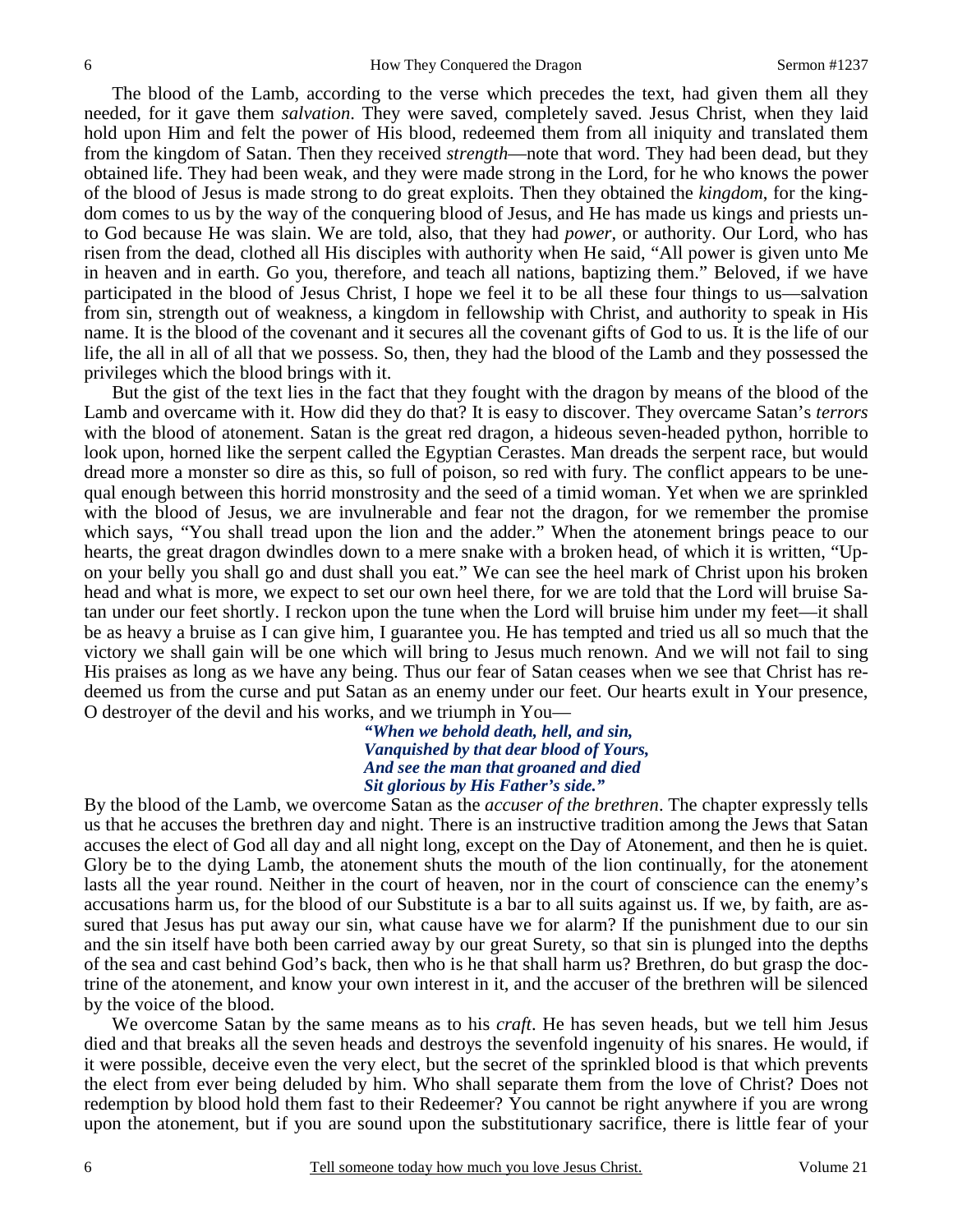The blood of the Lamb, according to the verse which precedes the text, had given them all they needed, for it gave them *salvation*. They were saved, completely saved. Jesus Christ, when they laid hold upon Him and felt the power of His blood, redeemed them from all iniquity and translated them from the kingdom of Satan. Then they received *strength*—note that word. They had been dead, but they obtained life. They had been weak, and they were made strong in the Lord, for he who knows the power of the blood of Jesus is made strong to do great exploits. Then they obtained the *kingdom*, for the kingdom comes to us by the way of the conquering blood of Jesus, and He has made us kings and priests unto God because He was slain. We are told, also, that they had *power*, or authority. Our Lord, who has risen from the dead, clothed all His disciples with authority when He said, "All power is given unto Me in heaven and in earth. Go you, therefore, and teach all nations, baptizing them." Beloved, if we have participated in the blood of Jesus Christ, I hope we feel it to be all these four things to us—salvation from sin, strength out of weakness, a kingdom in fellowship with Christ, and authority to speak in His name. It is the blood of the covenant and it secures all the covenant gifts of God to us. It is the life of our life, the all in all of all that we possess. So, then, they had the blood of the Lamb and they possessed the privileges which the blood brings with it.

But the gist of the text lies in the fact that they fought with the dragon by means of the blood of the Lamb and overcame with it. How did they do that? It is easy to discover. They overcame Satan's *terrors* with the blood of atonement. Satan is the great red dragon, a hideous seven-headed python, horrible to look upon, horned like the serpent called the Egyptian Cerastes. Man dreads the serpent race, but would dread more a monster so dire as this, so full of poison, so red with fury. The conflict appears to be unequal enough between this horrid monstrosity and the seed of a timid woman. Yet when we are sprinkled with the blood of Jesus, we are invulnerable and fear not the dragon, for we remember the promise which says, "You shall tread upon the lion and the adder." When the atonement brings peace to our hearts, the great dragon dwindles down to a mere snake with a broken head, of which it is written, "Upon your belly you shall go and dust shall you eat." We can see the heel mark of Christ upon his broken head and what is more, we expect to set our own heel there, for we are told that the Lord will bruise Satan under our feet shortly. I reckon upon the tune when the Lord will bruise him under my feet—it shall be as heavy a bruise as I can give him, I guarantee you. He has tempted and tried us all so much that the victory we shall gain will be one which will bring to Jesus much renown. And we will not fail to sing His praises as long as we have any being. Thus our fear of Satan ceases when we see that Christ has redeemed us from the curse and put Satan as an enemy under our feet. Our hearts exult in Your presence, O destroyer of the devil and his works, and we triumph in You—

> ***"When we behold death, hell, and sin,***
> ***Vanquished by that dear blood of Yours,***
> ***And see the man that groaned and died***
> ***Sit glorious by His Father's side."***

By the blood of the Lamb, we overcome Satan as the *accuser of the brethren*. The chapter expressly tells us that he accuses the brethren day and night. There is an instructive tradition among the Jews that Satan accuses the elect of God all day and all night long, except on the Day of Atonement, and then he is quiet. Glory be to the dying Lamb, the atonement shuts the mouth of the lion continually, for the atonement lasts all the year round. Neither in the court of heaven, nor in the court of conscience can the enemy's accusations harm us, for the blood of our Substitute is a bar to all suits against us. If we, by faith, are assured that Jesus has put away our sin, what cause have we for alarm? If the punishment due to our sin and the sin itself have both been carried away by our great Surety, so that sin is plunged into the depths of the sea and cast behind God's back, then who is he that shall harm us? Brethren, do but grasp the doctrine of the atonement, and know your own interest in it, and the accuser of the brethren will be silenced by the voice of the blood.

We overcome Satan by the same means as to his *craft*. He has seven heads, but we tell him Jesus died and that breaks all the seven heads and destroys the sevenfold ingenuity of his snares. He would, if it were possible, deceive even the very elect, but the secret of the sprinkled blood is that which prevents the elect from ever being deluded by him. Who shall separate them from the love of Christ? Does not redemption by blood hold them fast to their Redeemer? You cannot be right anywhere if you are wrong upon the atonement, but if you are sound upon the substitutionary sacrifice, there is little fear of your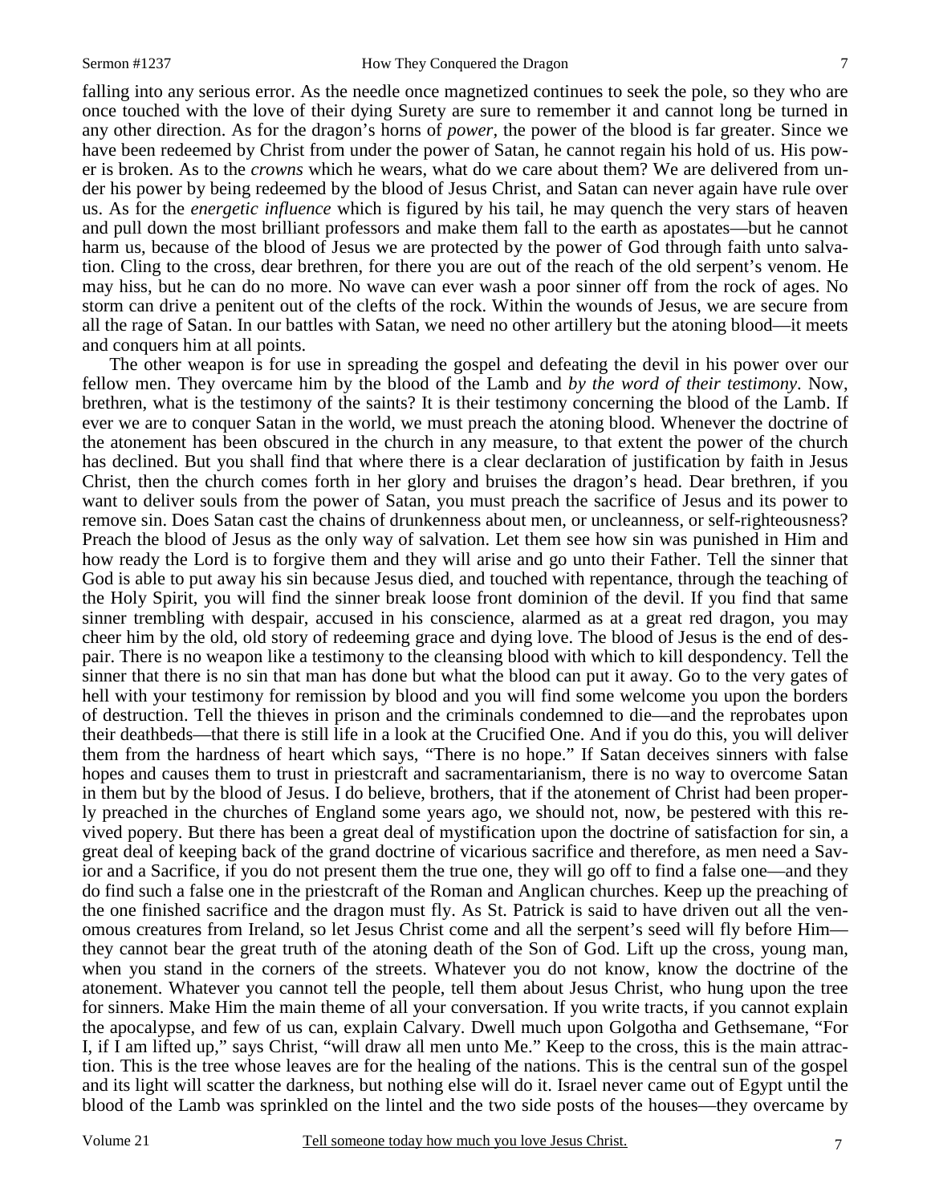falling into any serious error. As the needle once magnetized continues to seek the pole, so they who are once touched with the love of their dying Surety are sure to remember it and cannot long be turned in any other direction. As for the dragon's horns of *power*, the power of the blood is far greater. Since we have been redeemed by Christ from under the power of Satan, he cannot regain his hold of us. His power is broken. As to the *crowns* which he wears, what do we care about them? We are delivered from under his power by being redeemed by the blood of Jesus Christ, and Satan can never again have rule over us. As for the *energetic influence* which is figured by his tail, he may quench the very stars of heaven and pull down the most brilliant professors and make them fall to the earth as apostates—but he cannot harm us, because of the blood of Jesus we are protected by the power of God through faith unto salvation. Cling to the cross, dear brethren, for there you are out of the reach of the old serpent's venom. He may hiss, but he can do no more. No wave can ever wash a poor sinner off from the rock of ages. No storm can drive a penitent out of the clefts of the rock. Within the wounds of Jesus, we are secure from all the rage of Satan. In our battles with Satan, we need no other artillery but the atoning blood—it meets and conquers him at all points.

The other weapon is for use in spreading the gospel and defeating the devil in his power over our fellow men. They overcame him by the blood of the Lamb and *by the word of their testimony*. Now, brethren, what is the testimony of the saints? It is their testimony concerning the blood of the Lamb. If ever we are to conquer Satan in the world, we must preach the atoning blood. Whenever the doctrine of the atonement has been obscured in the church in any measure, to that extent the power of the church has declined. But you shall find that where there is a clear declaration of justification by faith in Jesus Christ, then the church comes forth in her glory and bruises the dragon's head. Dear brethren, if you want to deliver souls from the power of Satan, you must preach the sacrifice of Jesus and its power to remove sin. Does Satan cast the chains of drunkenness about men, or uncleanness, or self-righteousness? Preach the blood of Jesus as the only way of salvation. Let them see how sin was punished in Him and how ready the Lord is to forgive them and they will arise and go unto their Father. Tell the sinner that God is able to put away his sin because Jesus died, and touched with repentance, through the teaching of the Holy Spirit, you will find the sinner break loose front dominion of the devil. If you find that same sinner trembling with despair, accused in his conscience, alarmed as at a great red dragon, you may cheer him by the old, old story of redeeming grace and dying love. The blood of Jesus is the end of despair. There is no weapon like a testimony to the cleansing blood with which to kill despondency. Tell the sinner that there is no sin that man has done but what the blood can put it away. Go to the very gates of hell with your testimony for remission by blood and you will find some welcome you upon the borders of destruction. Tell the thieves in prison and the criminals condemned to die—and the reprobates upon their deathbeds—that there is still life in a look at the Crucified One. And if you do this, you will deliver them from the hardness of heart which says, "There is no hope." If Satan deceives sinners with false hopes and causes them to trust in priestcraft and sacramentarianism, there is no way to overcome Satan in them but by the blood of Jesus. I do believe, brothers, that if the atonement of Christ had been properly preached in the churches of England some years ago, we should not, now, be pestered with this revived popery. But there has been a great deal of mystification upon the doctrine of satisfaction for sin, a great deal of keeping back of the grand doctrine of vicarious sacrifice and therefore, as men need a Savior and a Sacrifice, if you do not present them the true one, they will go off to find a false one—and they do find such a false one in the priestcraft of the Roman and Anglican churches. Keep up the preaching of the one finished sacrifice and the dragon must fly. As St. Patrick is said to have driven out all the venomous creatures from Ireland, so let Jesus Christ come and all the serpent's seed will fly before Him—they cannot bear the great truth of the atoning death of the Son of God. Lift up the cross, young man, when you stand in the corners of the streets. Whatever you do not know, know the doctrine of the atonement. Whatever you cannot tell the people, tell them about Jesus Christ, who hung upon the tree for sinners. Make Him the main theme of all your conversation. If you write tracts, if you cannot explain the apocalypse, and few of us can, explain Calvary. Dwell much upon Golgotha and Gethsemane, "For I, if I am lifted up," says Christ, "will draw all men unto Me." Keep to the cross, this is the main attraction. This is the tree whose leaves are for the healing of the nations. This is the central sun of the gospel and its light will scatter the darkness, but nothing else will do it. Israel never came out of Egypt until the blood of the Lamb was sprinkled on the lintel and the two side posts of the houses—they overcame by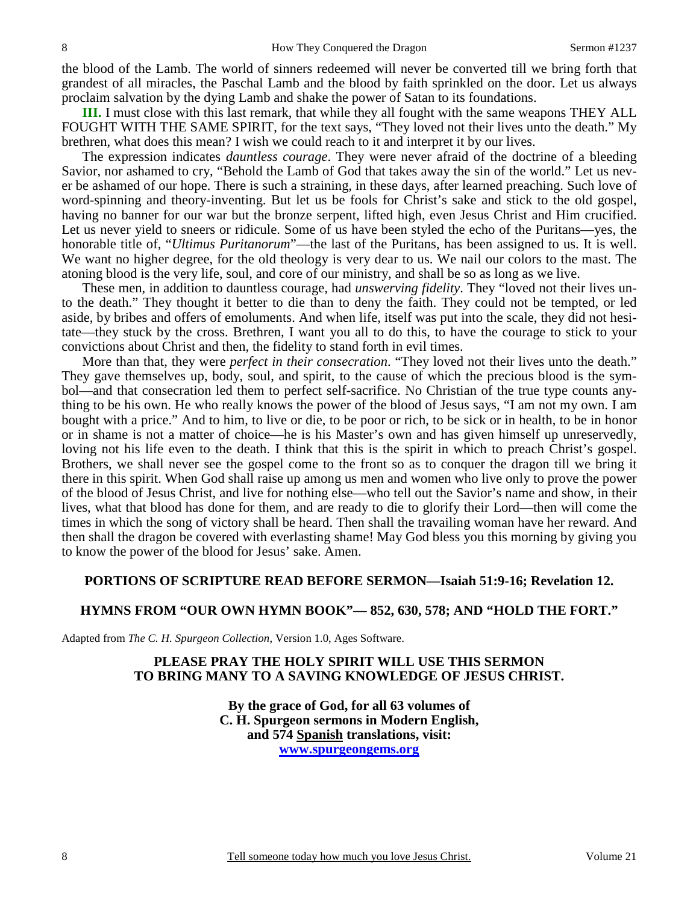the blood of the Lamb. The world of sinners redeemed will never be converted till we bring forth that grandest of all miracles, the Paschal Lamb and the blood by faith sprinkled on the door. Let us always proclaim salvation by the dying Lamb and shake the power of Satan to its foundations.

**III.** I must close with this last remark, that while they all fought with the same weapons THEY ALL FOUGHT WITH THE SAME SPIRIT, for the text says, "They loved not their lives unto the death." My brethren, what does this mean? I wish we could reach to it and interpret it by our lives.

The expression indicates *dauntless courage*. They were never afraid of the doctrine of a bleeding Savior, nor ashamed to cry, "Behold the Lamb of God that takes away the sin of the world." Let us never be ashamed of our hope. There is such a straining, in these days, after learned preaching. Such love of word-spinning and theory-inventing. But let us be fools for Christ's sake and stick to the old gospel, having no banner for our war but the bronze serpent, lifted high, even Jesus Christ and Him crucified. Let us never yield to sneers or ridicule. Some of us have been styled the echo of the Puritans—yes, the honorable title of, "*Ultimus Puritanorum*"—the last of the Puritans, has been assigned to us. It is well. We want no higher degree, for the old theology is very dear to us. We nail our colors to the mast. The atoning blood is the very life, soul, and core of our ministry, and shall be so as long as we live.

These men, in addition to dauntless courage, had *unswerving fidelity*. They "loved not their lives unto the death." They thought it better to die than to deny the faith. They could not be tempted, or led aside, by bribes and offers of emoluments. And when life, itself was put into the scale, they did not hesitate—they stuck by the cross. Brethren, I want you all to do this, to have the courage to stick to your convictions about Christ and then, the fidelity to stand forth in evil times.

More than that, they were *perfect in their consecration*. "They loved not their lives unto the death." They gave themselves up, body, soul, and spirit, to the cause of which the precious blood is the symbol—and that consecration led them to perfect self-sacrifice. No Christian of the true type counts anything to be his own. He who really knows the power of the blood of Jesus says, "I am not my own. I am bought with a price." And to him, to live or die, to be poor or rich, to be sick or in health, to be in honor or in shame is not a matter of choice—he is his Master's own and has given himself up unreservedly, loving not his life even to the death. I think that this is the spirit in which to preach Christ's gospel. Brothers, we shall never see the gospel come to the front so as to conquer the dragon till we bring it there in this spirit. When God shall raise up among us men and women who live only to prove the power of the blood of Jesus Christ, and live for nothing else—who tell out the Savior's name and show, in their lives, what that blood has done for them, and are ready to die to glorify their Lord—then will come the times in which the song of victory shall be heard. Then shall the travailing woman have her reward. And then shall the dragon be covered with everlasting shame! May God bless you this morning by giving you to know the power of the blood for Jesus' sake. Amen.

**PORTIONS OF SCRIPTURE READ BEFORE SERMON—Isaiah 51:9-16; Revelation 12.**

**HYMNS FROM "OUR OWN HYMN BOOK"— 852, 630, 578; AND "HOLD THE FORT."**

Adapted from *The C. H. Spurgeon Collection*, Version 1.0, Ages Software.

**PLEASE PRAY THE HOLY SPIRIT WILL USE THIS SERMON TO BRING MANY TO A SAVING KNOWLEDGE OF JESUS CHRIST.**

**By the grace of God, for all 63 volumes of C. H. Spurgeon sermons in Modern English, and 574 Spanish translations, visit: www.spurgeongems.org**